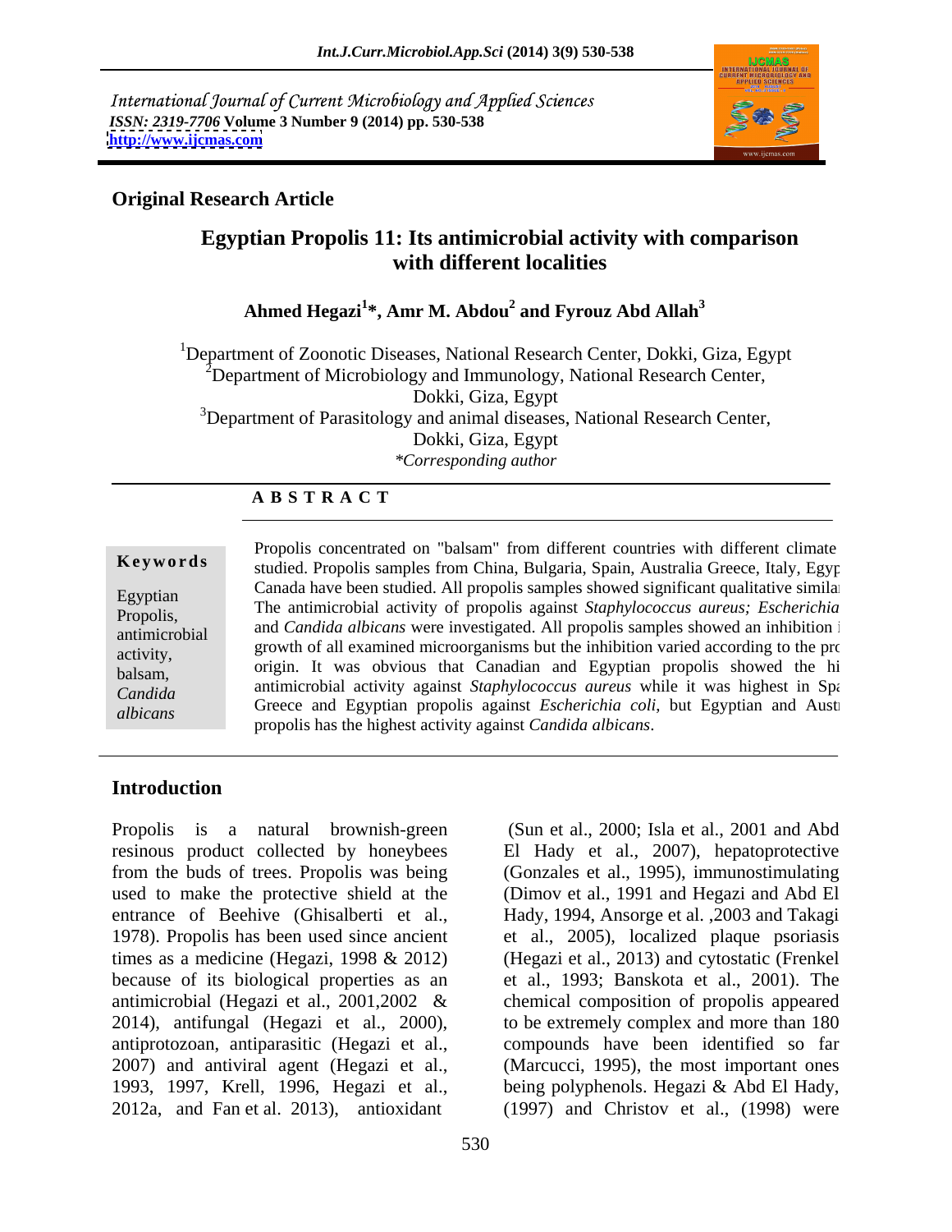International Journal of Current Microbiology and Applied Sciences
*ISSN: 2319-7706* **Volume 3 Number 9 (2014) pp. 530-538**
**http://www.ijcmas.com**

**Original Research Article**

# Egyptian Propolis 11: Its antimicrobial activity with comparison with different localities

**Ahmed Hegazi[1]*, Amr M. Abdou[2] and Fyrouz Abd Allah[3]**

[1]Department of Zoonotic Diseases, National Research Center, Dokki, Giza, Egypt
[2]Department of Microbiology and Immunology, National Research Center, Dokki, Giza, Egypt
[3]Department of Parasitology and animal diseases, National Research Center, Dokki, Giza, Egypt
*\*Corresponding author*

## ABSTRACT

**Keywords**

Egyptian Propolis, antimicrobial activity, balsam, *Candida albicans*

Propolis concentrated on "balsam" from different countries with different climate studied. Propolis samples from China, Bulgaria, Spain, Australia Greece, Italy, Egyp Canada have been studied. All propolis samples showed significant qualitative simila The antimicrobial activity of propolis against *Staphylococcus aureus; Escherichia* and *Candida albicans* were investigated. All propolis samples showed an inhibition i growth of all examined microorganisms but the inhibition varied according to the pro origin. It was obvious that Canadian and Egyptian propolis showed the hi antimicrobial activity against *Staphylococcus aureus* while it was highest in Spa Greece and Egyptian propolis against *Escherichia coli*, but Egyptian and Austr propolis has the highest activity against *Candida albicans*.

## Introduction

Propolis is a natural brownish-green resinous product collected by honeybees from the buds of trees. Propolis was being used to make the protective shield at the entrance of Beehive (Ghisalberti et al., 1978). Propolis has been used since ancient times as a medicine (Hegazi, 1998 & 2012) because of its biological properties as an antimicrobial (Hegazi et al., 2001,2002 & 2014), antifungal (Hegazi et al., 2000), antiprotozoan, antiparasitic (Hegazi et al., 2007) and antiviral agent (Hegazi et al., 1993, 1997, Krell, 1996, Hegazi et al., 2012a, and Fan et al. 2013), antioxidant (Sun et al., 2000; Isla et al., 2001 and Abd El Hady et al., 2007), hepatoprotective (Gonzales et al., 1995), immunostimulating (Dimov et al., 1991 and Hegazi and Abd El Hady, 1994, Ansorge et al. ,2003 and Takagi et al., 2005), localized plaque psoriasis (Hegazi et al., 2013) and cytostatic (Frenkel et al., 1993; Banskota et al., 2001). The chemical composition of propolis appeared to be extremely complex and more than 180 compounds have been identified so far (Marcucci, 1995), the most important ones being polyphenols. Hegazi & Abd El Hady, (1997) and Christov et al., (1998) were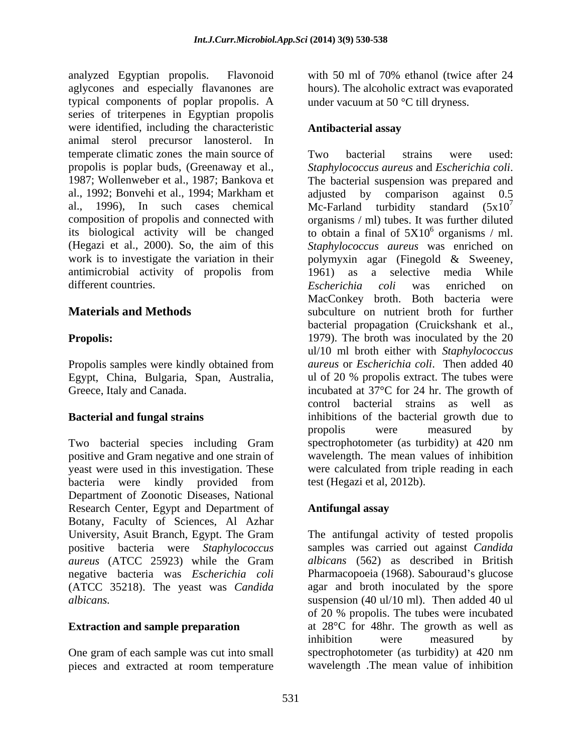analyzed Egyptian propolis. Flavonoid aglycones and especially flavanones are typical components of poplar propolis. A series of triterpenes in Egyptian propolis were identified, including the characteristic animal sterol precursor lanosterol. In temperate climatic zones the main source of propolis is poplar buds, (Greenaway et al., 1987; Wollenweber et al., 1987; Bankova et al., 1992; Bonvehi et al., 1994; Markham et al., 1996), In such cases chemical composition of propolis and connected with its biological activity will be changed (Hegazi et al., 2000). So, the aim of this work is to investigate the variation in their antimicrobial activity of propolis from different countries.

## Materials and Methods

### Propolis:

Propolis samples were kindly obtained from Egypt, China, Bulgaria, Span, Australia, Greece, Italy and Canada.

### Bacterial and fungal strains

Two bacterial species including Gram positive and Gram negative and one strain of yeast were used in this investigation. These bacteria were kindly provided from Department of Zoonotic Diseases, National Research Center, Egypt and Department of Botany, Faculty of Sciences, Al Azhar University, Asuit Branch, Egypt. The Gram positive bacteria were *Staphylococcus aureus* (ATCC 25923) while the Gram negative bacteria was *Escherichia coli* (ATCC 35218). The yeast was *Candida albicans.*

### Extraction and sample preparation

One gram of each sample was cut into small pieces and extracted at room temperature with 50 ml of 70% ethanol (twice after 24 hours). The alcoholic extract was evaporated under vacuum at 50 °C till dryness.

### Antibacterial assay

Two bacterial strains were used: *Staphylococcus aureus* and *Escherichia coli*. The bacterial suspension was prepared and adjusted by comparison against 0.5 Mc-Farland turbidity standard ($5x10^7$ organisms / ml) tubes. It was further diluted to obtain a final of $5X10^6$ organisms / ml. *Staphylococcus aureus* was enriched on polymyxin agar (Finegold & Sweeney, 1961) as a selective media While *Escherichia coli* was enriched on MacConkey broth. Both bacteria were subculture on nutrient broth for further bacterial propagation (Cruickshank et al., 1979). The broth was inoculated by the 20 ul/10 ml broth either with *Staphylococcus aureus* or *Escherichia coli*. Then added 40 ul of 20 % propolis extract. The tubes were incubated at 37°C for 24 hr. The growth of control bacterial strains as well as inhibitions of the bacterial growth due to propolis were measured by spectrophotometer (as turbidity) at 420 nm wavelength. The mean values of inhibition were calculated from triple reading in each test (Hegazi et al, 2012b).

### Antifungal assay

The antifungal activity of tested propolis samples was carried out against *Candida albicans* (562) as described in British Pharmacopoeia (1968). Sabouraud's glucose agar and broth inoculated by the spore suspension (40 ul/10 ml). Then added 40 ul of 20 % propolis. The tubes were incubated at 28°C for 48hr. The growth as well as inhibition were measured by spectrophotometer (as turbidity) at 420 nm wavelength .The mean value of inhibition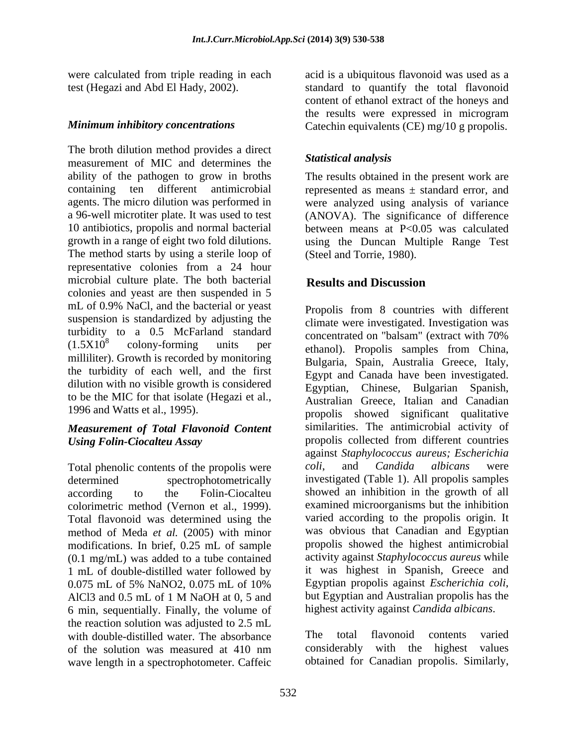were calculated from triple reading in each test (Hegazi and Abd El Hady, 2002).

### *Minimum inhibitory concentrations*

The broth dilution method provides a direct measurement of MIC and determines the ability of the pathogen to grow in broths containing ten different antimicrobial agents. The micro dilution was performed in a 96-well microtiter plate. It was used to test 10 antibiotics, propolis and normal bacterial growth in a range of eight two fold dilutions. The method starts by using a sterile loop of representative colonies from a 24 hour microbial culture plate. The both bacterial colonies and yeast are then suspended in 5 mL of 0.9% NaCl, and the bacterial or yeast suspension is standardized by adjusting the turbidity to a 0.5 McFarland standard ($1.5X10^8$ colony-forming units per milliliter). Growth is recorded by monitoring the turbidity of each well, and the first dilution with no visible growth is considered to be the MIC for that isolate (Hegazi et al., 1996 and Watts et al., 1995).

### *Measurement of Total Flavonoid Content Using Folin-Ciocalteu Assay*

Total phenolic contents of the propolis were determined spectrophotometrically according to the Folin-Ciocalteu colorimetric method (Vernon et al., 1999). Total flavonoid was determined using the method of Meda *et al.* (2005) with minor modifications. In brief, 0.25 mL of sample (0.1 mg/mL) was added to a tube contained 1 mL of double-distilled water followed by 0.075 mL of 5% $NaNO_2$, 0.075 mL of 10% $AlCl_3$ and 0.5 mL of 1 M NaOH at 0, 5 and 6 min, sequentially. Finally, the volume of the reaction solution was adjusted to 2.5 mL with double-distilled water. The absorbance of the solution was measured at 410 nm wave length in a spectrophotometer. Caffeic acid is a ubiquitous flavonoid was used as a standard to quantify the total flavonoid content of ethanol extract of the honeys and the results were expressed in microgram Catechin equivalents (CE) mg/10 g propolis.

### *Statistical analysis*

The results obtained in the present work are represented as means ± standard error, and were analyzed using analysis of variance (ANOVA). The significance of difference between means at $P<0.05$ was calculated using the Duncan Multiple Range Test (Steel and Torrie, 1980).

## Results and Discussion

Propolis from 8 countries with different climate were investigated. Investigation was concentrated on "balsam" (extract with 70% ethanol). Propolis samples from China, Bulgaria, Spain, Australia Greece, Italy, Egypt and Canada have been investigated. Egyptian, Chinese, Bulgarian Spanish, Australian Greece, Italian and Canadian propolis showed significant qualitative similarities. The antimicrobial activity of propolis collected from different countries against *Staphylococcus aureus; Escherichia coli*, and *Candida albicans* were investigated (Table 1). All propolis samples showed an inhibition in the growth of all examined microorganisms but the inhibition varied according to the propolis origin. It was obvious that Canadian and Egyptian propolis showed the highest antimicrobial activity against *Staphylococcus aureus* while it was highest in Spanish, Greece and Egyptian propolis against *Escherichia coli*, but Egyptian and Australian propolis has the highest activity against *Candida albicans*.

The total flavonoid contents varied considerably with the highest values obtained for Canadian propolis. Similarly,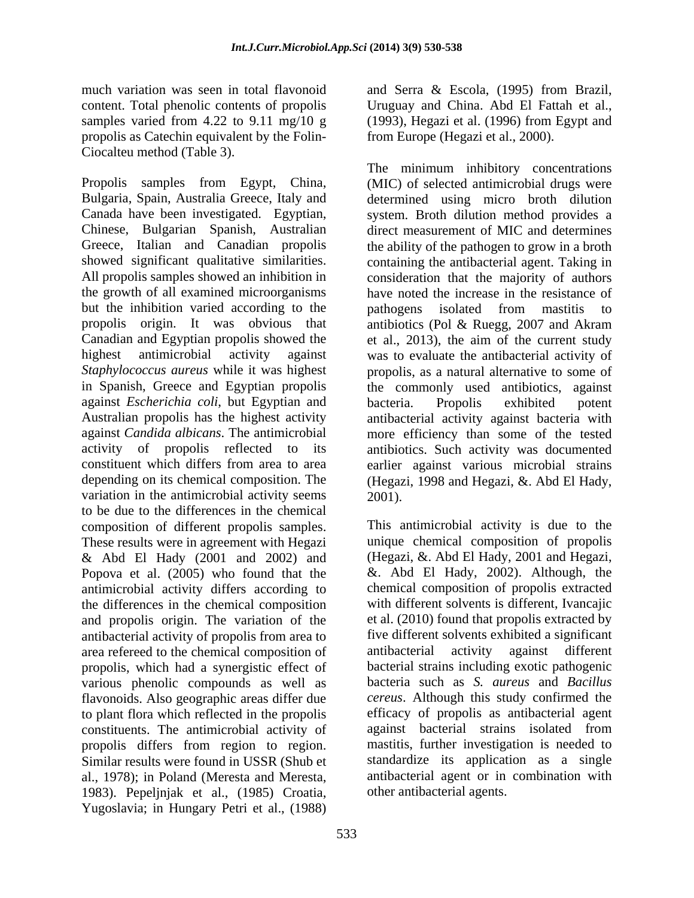much variation was seen in total flavonoid content. Total phenolic contents of propolis samples varied from 4.22 to 9.11 mg/10 g propolis as Catechin equivalent by the Folin-Ciocalteu method (Table 3).

Propolis samples from Egypt, China, Bulgaria, Spain, Australia Greece, Italy and Canada have been investigated. Egyptian, Chinese, Bulgarian Spanish, Australian Greece, Italian and Canadian propolis showed significant qualitative similarities. All propolis samples showed an inhibition in the growth of all examined microorganisms but the inhibition varied according to the propolis origin. It was obvious that Canadian and Egyptian propolis showed the highest antimicrobial activity against *Staphylococcus aureus* while it was highest in Spanish, Greece and Egyptian propolis against *Escherichia coli*, but Egyptian and Australian propolis has the highest activity against *Candida albicans*. The antimicrobial activity of propolis reflected to its constituent which differs from area to area depending on its chemical composition. The variation in the antimicrobial activity seems to be due to the differences in the chemical composition of different propolis samples. These results were in agreement with Hegazi & Abd El Hady (2001 and 2002) and Popova et al. (2005) who found that the antimicrobial activity differs according to the differences in the chemical composition and propolis origin. The variation of the antibacterial activity of propolis from area to area refereed to the chemical composition of propolis, which had a synergistic effect of various phenolic compounds as well as flavonoids. Also geographic areas differ due to plant flora which reflected in the propolis constituents. The antimicrobial activity of propolis differs from region to region. Similar results were found in USSR (Shub et al., 1978); in Poland (Meresta and Meresta, 1983). Pepeljnjak et al., (1985) Croatia, Yugoslavia; in Hungary Petri et al., (1988) and Serra & Escola, (1995) from Brazil, Uruguay and China. Abd El Fattah et al., (1993), Hegazi et al. (1996) from Egypt and from Europe (Hegazi et al., 2000).

The minimum inhibitory concentrations (MIC) of selected antimicrobial drugs were determined using micro broth dilution system. Broth dilution method provides a direct measurement of MIC and determines the ability of the pathogen to grow in a broth containing the antibacterial agent. Taking in consideration that the majority of authors have noted the increase in the resistance of pathogens isolated from mastitis to antibiotics (Pol & Ruegg, 2007 and Akram et al., 2013), the aim of the current study was to evaluate the antibacterial activity of propolis, as a natural alternative to some of the commonly used antibiotics, against bacteria. Propolis exhibited potent antibacterial activity against bacteria with more efficiency than some of the tested antibiotics. Such activity was documented earlier against various microbial strains (Hegazi, 1998 and Hegazi, &. Abd El Hady, 2001).

This antimicrobial activity is due to the unique chemical composition of propolis (Hegazi, &. Abd El Hady, 2001 and Hegazi, &. Abd El Hady, 2002). Although, the chemical composition of propolis extracted with different solvents is different, Ivancajic et al. (2010) found that propolis extracted by five different solvents exhibited a significant antibacterial activity against different bacterial strains including exotic pathogenic bacteria such as *S. aureus* and *Bacillus cereus*. Although this study confirmed the efficacy of propolis as antibacterial agent against bacterial strains isolated from mastitis, further investigation is needed to standardize its application as a single antibacterial agent or in combination with other antibacterial agents.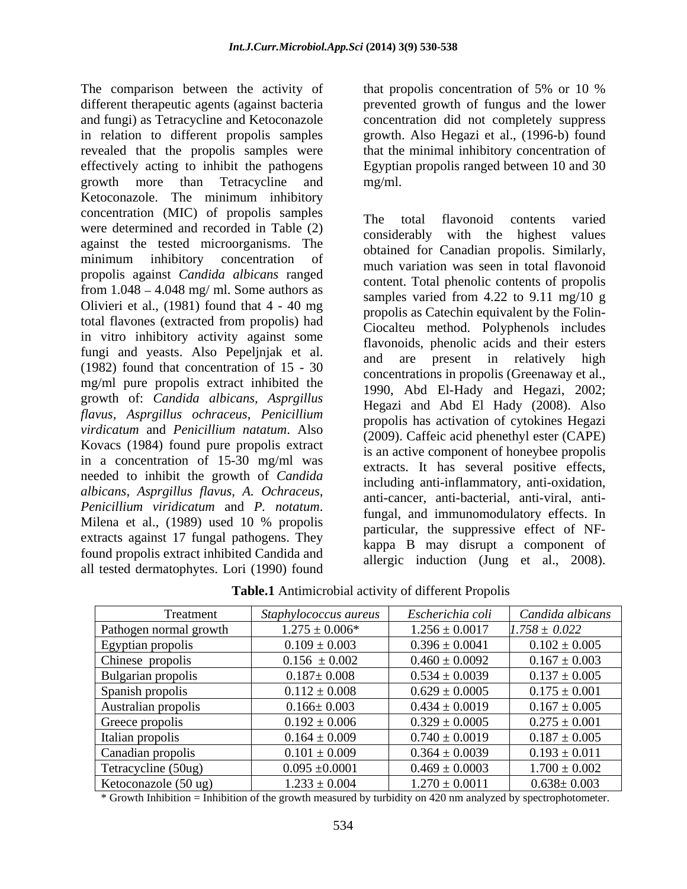The comparison between the activity of different therapeutic agents (against bacteria and fungi) as Tetracycline and Ketoconazole in relation to different propolis samples revealed that the propolis samples were effectively acting to inhibit the pathogens growth more than Tetracycline and Ketoconazole. The minimum inhibitory concentration (MIC) of propolis samples were determined and recorded in Table (2) against the tested microorganisms. The minimum inhibitory concentration of propolis against *Candida albicans* ranged from 1.048 – 4.048 mg/ ml. Some authors as Olivieri et al., (1981) found that 4 - 40 mg total flavones (extracted from propolis) had in vitro inhibitory activity against some fungi and yeasts. Also Pepeljnjak et al. (1982) found that concentration of 15 - 30 mg/ml pure propolis extract inhibited the growth of: *Candida albicans*, *Asprgillus flavus, Asprgillus ochraceus*, *Penicillium virdicatum* and *Penicillium natatum*. Also Kovacs (1984) found pure propolis extract in a concentration of 15-30 mg/ml was needed to inhibit the growth of *Candida albicans*, *Asprgillus flavus*, *A. Ochraceus*, *Penicillium viridicatum* and *P. notatum*. Milena et al., (1989) used 10 % propolis extracts against 17 fungal pathogens. They found propolis extract inhibited Candida and all tested dermatophytes. Lori (1990) found that propolis concentration of 5% or 10 % prevented growth of fungus and the lower concentration did not completely suppress growth. Also Hegazi et al., (1996-b) found that the minimal inhibitory concentration of Egyptian propolis ranged between 10 and 30 mg/ml.

The total flavonoid contents varied considerably with the highest values obtained for Canadian propolis. Similarly, much variation was seen in total flavonoid content. Total phenolic contents of propolis samples varied from 4.22 to 9.11 mg/10 g propolis as Catechin equivalent by the Folin-Ciocalteu method. Polyphenols includes flavonoids, phenolic acids and their esters and are present in relatively high concentrations in propolis (Greenaway et al., 1990, Abd El-Hady and Hegazi, 2002; Hegazi and Abd El Hady (2008). Also propolis has activation of cytokines Hegazi (2009). Caffeic acid phenethyl ester (CAPE) is an active component of honeybee propolis extracts. It has several positive effects, including anti-inflammatory, anti-oxidation, anti-cancer, anti-bacterial, anti-viral, anti-fungal, and immunomodulatory effects. In particular, the suppressive effect of NF-kappa B may disrupt a component of allergic induction (Jung et al., 2008).

**Table.1** Antimicrobial activity of different Propolis

| Treatment | *Staphylococcus aureus* | *Escherichia coli* | *Candida albicans* |
|---|---|---|---|
| Pathogen normal growth | 1.275 ± 0.006* | 1.256 ± 0.0017 | *1.758 ± 0.022* |
| Egyptian propolis | 0.109 ± 0.003 | 0.396 ± 0.0041 | 0.102 ± 0.005 |
| Chinese propolis | 0.156 ± 0.002 | 0.460 ± 0.0092 | 0.167 ± 0.003 |
| Bulgarian propolis | 0.187± 0.008 | 0.534 ± 0.0039 | 0.137 ± 0.005 |
| Spanish propolis | 0.112 ± 0.008 | 0.629 ± 0.0005 | 0.175 ± 0.001 |
| Australian propolis | 0.166± 0.003 | 0.434 ± 0.0019 | 0.167 ± 0.005 |
| Greece propolis | 0.192 ± 0.006 | 0.329 ± 0.0005 | 0.275 ± 0.001 |
| Italian propolis | 0.164 ± 0.009 | 0.740 ± 0.0019 | 0.187 ± 0.005 |
| Canadian propolis | 0.101 ± 0.009 | 0.364 ± 0.0039 | 0.193 ± 0.011 |
| Tetracycline (50ug) | 0.095 ±0.0001 | 0.469 ± 0.0003 | 1.700 ± 0.002 |
| Ketoconazole (50 ug) | 1.233 ± 0.004 | 1.270 ± 0.0011 | 0.638± 0.003 |

\* Growth Inhibition = Inhibition of the growth measured by turbidity on 420 nm analyzed by spectrophotometer.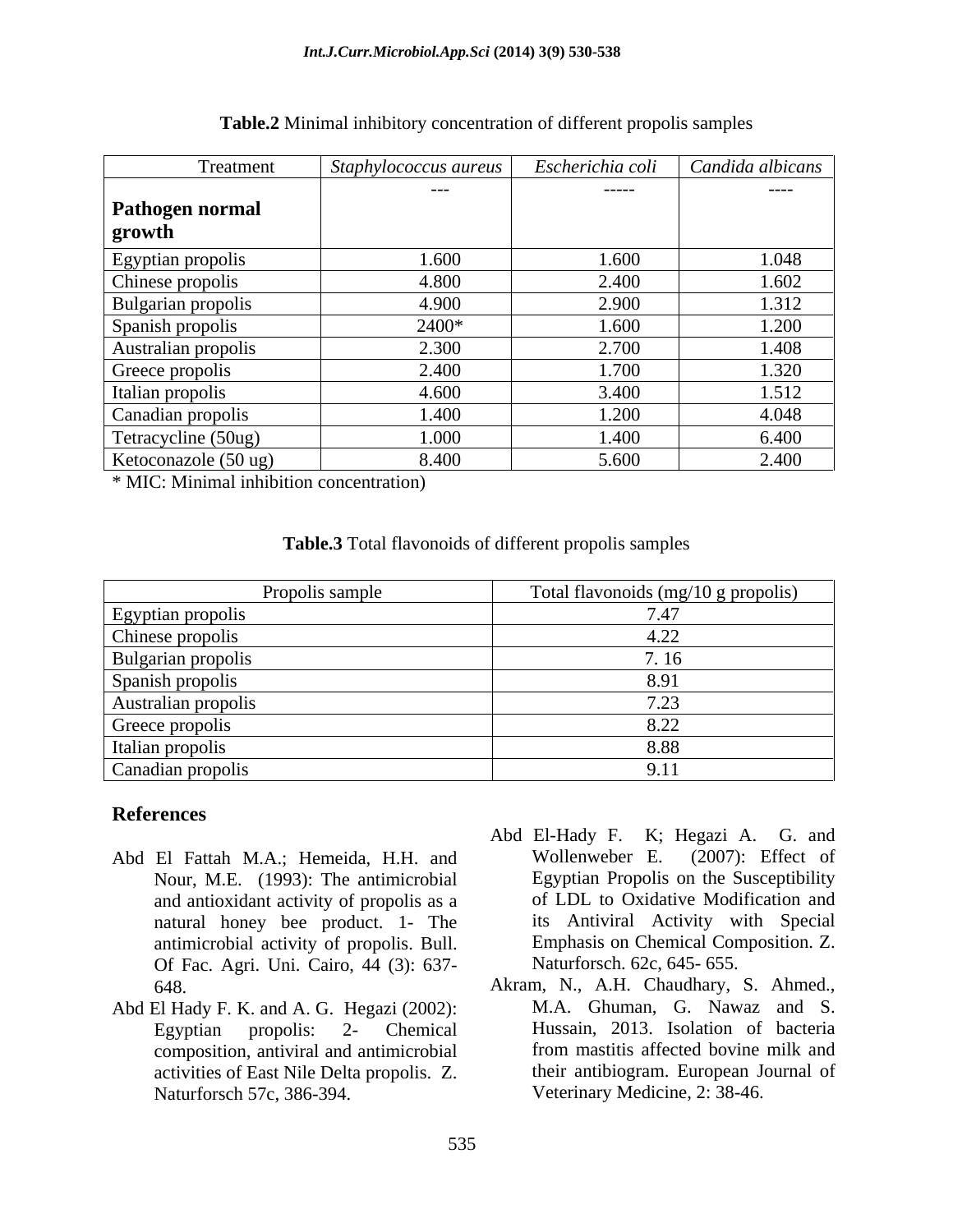**Table.2** Minimal inhibitory concentration of different propolis samples

| Treatment | *Staphylococcus aureus* | *Escherichia coli* | *Candida albicans* |
|---|---|---|---|
| **Pathogen normal growth** | --- | ----- | ---- |
| Egyptian propolis | 1.600 | 1.600 | 1.048 |
| Chinese propolis | 4.800 | 2.400 | 1.602 |
| Bulgarian propolis | 4.900 | 2.900 | 1.312 |
| Spanish propolis | 2400* | 1.600 | 1.200 |
| Australian propolis | 2.300 | 2.700 | 1.408 |
| Greece propolis | 2.400 | 1.700 | 1.320 |
| Italian propolis | 4.600 | 3.400 | 1.512 |
| Canadian propolis | 1.400 | 1.200 | 4.048 |
| Tetracycline (50ug) | 1.000 | 1.400 | 6.400 |
| Ketoconazole (50 ug) | 8.400 | 5.600 | 2.400 |

* MIC: Minimal inhibition concentration)

**Table.3** Total flavonoids of different propolis samples

| Propolis sample | Total flavonoids (mg/10 g propolis) |
|---|---|
| Egyptian propolis | 7.47 |
| Chinese propolis | 4.22 |
| Bulgarian propolis | 7. 16 |
| Spanish propolis | 8.91 |
| Australian propolis | 7.23 |
| Greece propolis | 8.22 |
| Italian propolis | 8.88 |
| Canadian propolis | 9.11 |

## References

Abd El Fattah M.A.; Hemeida, H.H. and Nour, M.E. (1993): The antimicrobial and antioxidant activity of propolis as a natural honey bee product. 1- The antimicrobial activity of propolis. Bull. Of Fac. Agri. Uni. Cairo, 44 (3): 637-648.

Abd El Hady F. K. and A. G. Hegazi (2002): Egyptian propolis: 2- Chemical composition, antiviral and antimicrobial activities of East Nile Delta propolis. Z. Naturforsch 57c, 386-394.

Abd El-Hady F. K; Hegazi A. G. and Wollenweber E. (2007): Effect of Egyptian Propolis on the Susceptibility of LDL to Oxidative Modification and its Antiviral Activity with Special Emphasis on Chemical Composition. Z. Naturforsch. 62c, 645- 655.

Akram, N., A.H. Chaudhary, S. Ahmed., M.A. Ghuman, G. Nawaz and S. Hussain, 2013. Isolation of bacteria from mastitis affected bovine milk and their antibiogram. European Journal of Veterinary Medicine, 2: 38-46.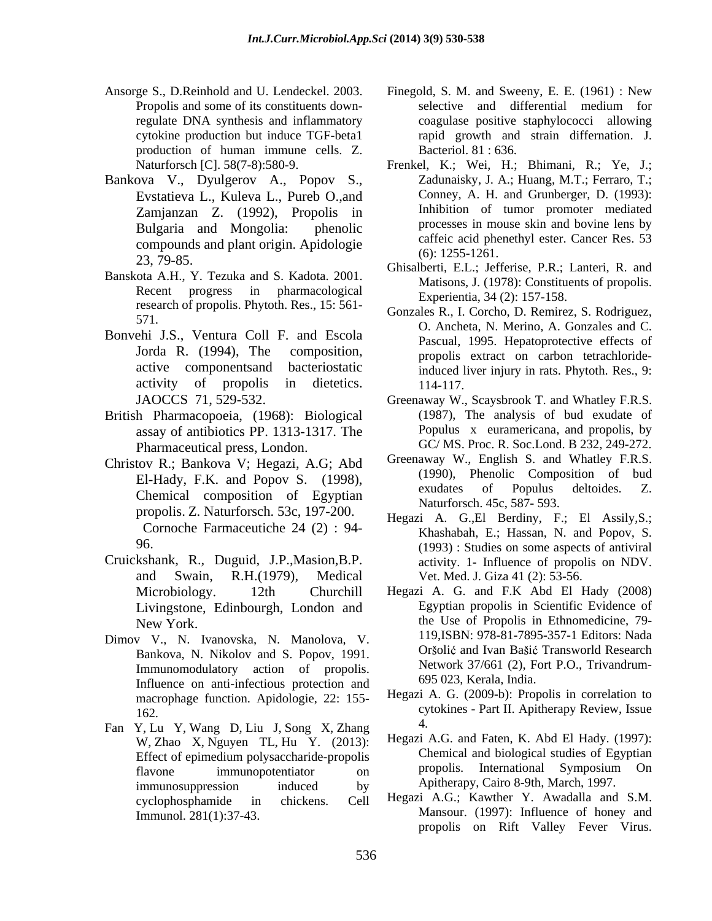Ansorge S., D.Reinhold and U. Lendeckel. 2003. Propolis and some of its constituents down-regulate DNA synthesis and inflammatory cytokine production but induce TGF-beta1 production of human immune cells. Z. Naturforsch [C]. 58(7-8):580-9.

Bankova V., Dyulgerov A., Popov S., Evstatieva L., Kuleva L., Pureb O.,and Zamjanzan Z. (1992), Propolis in Bulgaria and Mongolia: phenolic compounds and plant origin. Apidologie 23, 79-85.

Banskota A.H., Y. Tezuka and S. Kadota. 2001. Recent progress in pharmacological research of propolis. Phytoth. Res., 15: 561-571.

Bonvehi J.S., Ventura Coll F. and Escola Jorda R. (1994), The composition, active componentsand bacteriostatic activity of propolis in dietetics. JAOCCS 71, 529-532.

British Pharmacopoeia, (1968): Biological assay of antibiotics PP. 1313-1317. The Pharmaceutical press, London.

Christov R.; Bankova V; Hegazi, A.G; Abd El-Hady, F.K. and Popov S. (1998), Chemical composition of Egyptian propolis. Z. Naturforsch. 53c, 197-200. Cornoche Farmaceutiche 24 (2) : 94-96.

Cruickshank, R., Duguid, J.P.,Masion,B.P. and Swain, R.H.(1979), Medical Microbiology. 12th Churchill Livingstone, Edinbourgh, London and New York.

Dimov V., N. Ivanovska, N. Manolova, V. Bankova, N. Nikolov and S. Popov, 1991. Immunomodulatory action of propolis. Influence on anti-infectious protection and macrophage function. Apidologie, 22: 155-162.

Fan Y, Lu Y, Wang D, Liu J, Song X, Zhang W, Zhao X, Nguyen TL, Hu Y. (2013): Effect of epimedium polysaccharide-propolis flavone immunopotentiator on immunosuppression induced by cyclophosphamide in chickens. Cell Immunol. 281(1):37-43.

Finegold, S. M. and Sweeny, E. E. (1961) : New selective and differential medium for coagulase positive staphylococci allowing rapid growth and strain differnation. J. Bacteriol. 81 : 636.

Frenkel, K.; Wei, H.; Bhimani, R.; Ye, J.; Zadunaisky, J. A.; Huang, M.T.; Ferraro, T.; Conney, A. H. and Grunberger, D. (1993): Inhibition of tumor promoter mediated processes in mouse skin and bovine lens by caffeic acid phenethyl ester. Cancer Res. 53 (6): 1255-1261.

Ghisalberti, E.L.; Jefferise, P.R.; Lanteri, R. and Matisons, J. (1978): Constituents of propolis. Experientia, 34 (2): 157-158.

Gonzales R., I. Corcho, D. Remirez, S. Rodriguez, O. Ancheta, N. Merino, A. Gonzales and C. Pascual, 1995. Hepatoprotective effects of propolis extract on carbon tetrachloride-induced liver injury in rats. Phytoth. Res., 9: 114-117.

Greenaway W., Scaysbrook T. and Whatley F.R.S. (1987), The analysis of bud exudate of Populus x euramericana, and propolis, by GC/ MS. Proc. R. Soc.Lond. B 232, 249-272.

Greenaway W., English S. and Whatley F.R.S. (1990), Phenolic Composition of bud exudates of Populus deltoides. Z. Naturforsch. 45c, 587- 593.

Hegazi A. G.,El Berdiny, F.; El Assily,S.; Khashabah, E.; Hassan, N. and Popov, S. (1993) : Studies on some aspects of antiviral activity. 1- Influence of propolis on NDV. Vet. Med. J. Giza 41 (2): 53-56.

Hegazi A. G. and F.K Abd El Hady (2008) Egyptian propolis in Scientific Evidence of the Use of Propolis in Ethnomedicine, 79-119,ISBN: 978-81-7895-357-1 Editors: Nada Oršolić and Ivan Bašić Transworld Research Network 37/661 (2), Fort P.O., Trivandrum-695 023, Kerala, India.

Hegazi A. G. (2009-b): Propolis in correlation to cytokines - Part II. Apitherapy Review, Issue 4.

Hegazi A.G. and Faten, K. Abd El Hady. (1997): Chemical and biological studies of Egyptian propolis. International Symposium On Apitherapy, Cairo 8-9th, March, 1997.

Hegazi A.G.; Kawther Y. Awadalla and S.M. Mansour. (1997): Influence of honey and propolis on Rift Valley Fever Virus.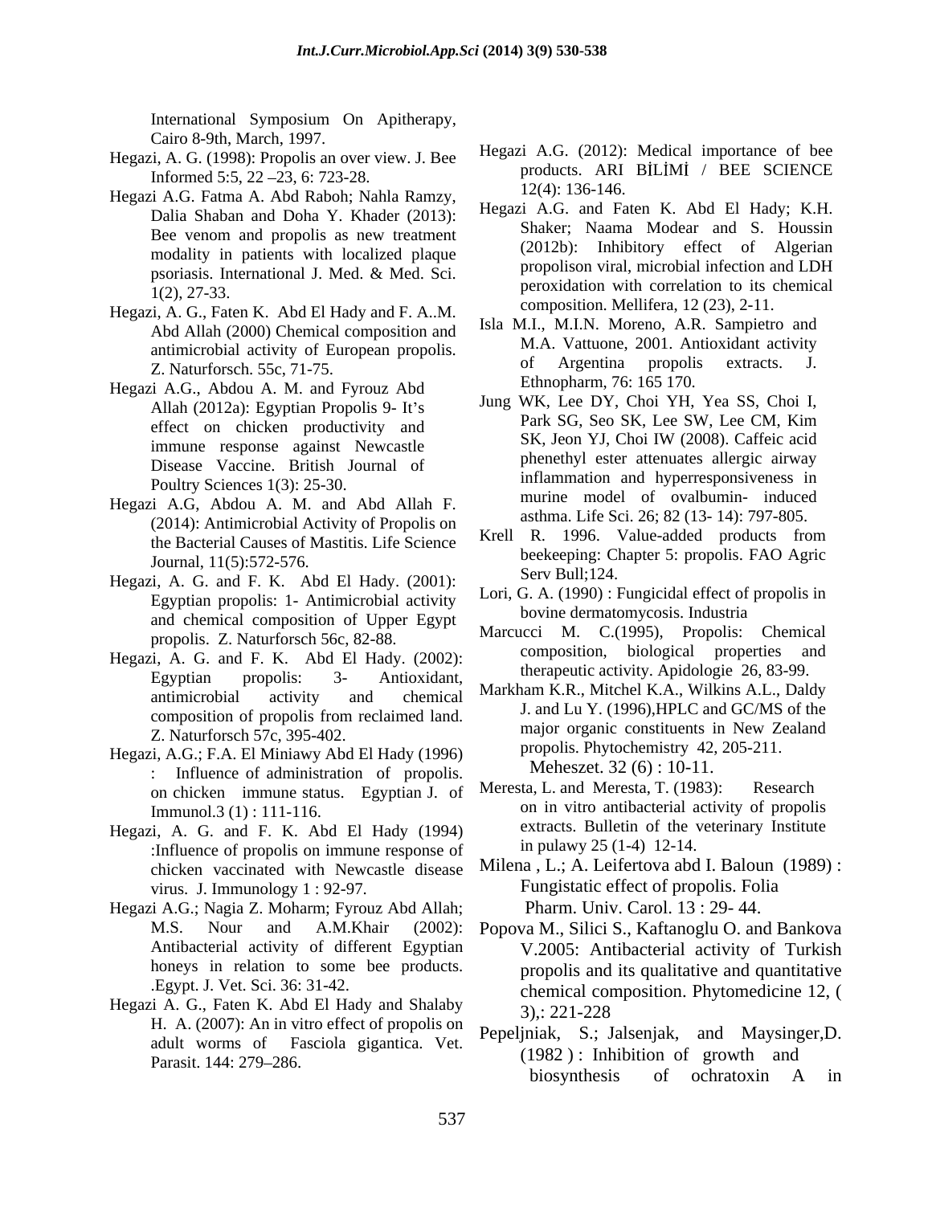International Symposium On Apitherapy, Cairo 8-9th, March, 1997.

Hegazi, A. G. (1998): Propolis an over view. J. Bee Informed 5:5, 22 –23, 6: 723-28.

Hegazi A.G. Fatma A. Abd Raboh; Nahla Ramzy, Dalia Shaban and Doha Y. Khader (2013): Bee venom and propolis as new treatment modality in patients with localized plaque psoriasis. International J. Med. & Med. Sci. 1(2), 27-33.

Hegazi, A. G., Faten K. Abd El Hady and F. A..M. Abd Allah (2000) Chemical composition and antimicrobial activity of European propolis. Z. Naturforsch. 55c, 71-75.

Hegazi A.G., Abdou A. M. and Fyrouz Abd Allah (2012a): Egyptian Propolis 9- It's effect on chicken productivity and immune response against Newcastle Disease Vaccine. British Journal of Poultry Sciences 1(3): 25-30.

Hegazi A.G, Abdou A. M. and Abd Allah F. (2014): Antimicrobial Activity of Propolis on the Bacterial Causes of Mastitis. Life Science Journal, 11(5):572-576.

Hegazi, A. G. and F. K. Abd El Hady. (2001): Egyptian propolis: 1- Antimicrobial activity and chemical composition of Upper Egypt propolis. Z. Naturforsch 56c, 82-88.

Hegazi, A. G. and F. K. Abd El Hady. (2002): Egyptian propolis: 3- Antioxidant, antimicrobial activity and chemical composition of propolis from reclaimed land. Z. Naturforsch 57c, 395-402.

Hegazi, A.G.; F.A. El Miniawy Abd El Hady (1996) : Influence of administration of propolis. on chicken immune status. Egyptian J. of Immunol.3 (1) : 111-116.

Hegazi, A. G. and F. K. Abd El Hady (1994) :Influence of propolis on immune response of chicken vaccinated with Newcastle disease virus. J. Immunology 1 : 92-97.

Hegazi A.G.; Nagia Z. Moharm; Fyrouz Abd Allah; M.S. Nour and A.M.Khair (2002): Antibacterial activity of different Egyptian honeys in relation to some bee products. .Egypt. J. Vet. Sci. 36: 31-42.

Hegazi A. G., Faten K. Abd El Hady and Shalaby H. A. (2007): An in vitro effect of propolis on adult worms of Fasciola gigantica. Vet. Parasit. 144: 279–286.

Hegazi A.G. (2012): Medical importance of bee products. ARI BİLİMİ / BEE SCIENCE 12(4): 136-146.

Hegazi A.G. and Faten K. Abd El Hady; K.H. Shaker; Naama Modear and S. Houssin (2012b): Inhibitory effect of Algerian propolison viral, microbial infection and LDH peroxidation with correlation to its chemical composition. Mellifera, 12 (23), 2-11.

Isla M.I., M.I.N. Moreno, A.R. Sampietro and M.A. Vattuone, 2001. Antioxidant activity of Argentina propolis extracts. J. Ethnopharm, 76: 165 170.

Jung WK, Lee DY, Choi YH, Yea SS, Choi I, Park SG, Seo SK, Lee SW, Lee CM, Kim SK, Jeon YJ, Choi IW (2008). Caffeic acid phenethyl ester attenuates allergic airway inflammation and hyperresponsiveness in murine model of ovalbumin- induced asthma. Life Sci. 26; 82 (13- 14): 797-805.

Krell R. 1996. Value-added products from beekeeping: Chapter 5: propolis. FAO Agric Serv Bull;124.

Lori, G. A. (1990) : Fungicidal effect of propolis in bovine dermatomycosis. Industria Meheszet. 32 (6) : 10-11.

Marcucci M. C.(1995), Propolis: Chemical composition, biological properties and therapeutic activity. Apidologie 26, 83-99.

Markham K.R., Mitchel K.A., Wilkins A.L., Daldy J. and Lu Y. (1996),HPLC and GC/MS of the major organic constituents in New Zealand propolis. Phytochemistry 42, 205-211.

Meresta, L. and Meresta, T. (1983): Research on in vitro antibacterial activity of propolis extracts. Bulletin of the veterinary Institute in pulawy 25 (1-4) 12-14.

Milena , L.; A. Leifertova abd I. Baloun (1989) : Fungistatic effect of propolis. Folia Pharm. Univ. Carol. 13 : 29- 44.

Popova M., Silici S., Kaftanoglu O. and Bankova V.2005: Antibacterial activity of Turkish propolis and its qualitative and quantitative chemical composition. Phytomedicine 12, ( 3),: 221-228

Pepeljniak, S.; Jalsenjak, and Maysinger,D. (1982 ) : Inhibition of growth and biosynthesis of ochratoxin A in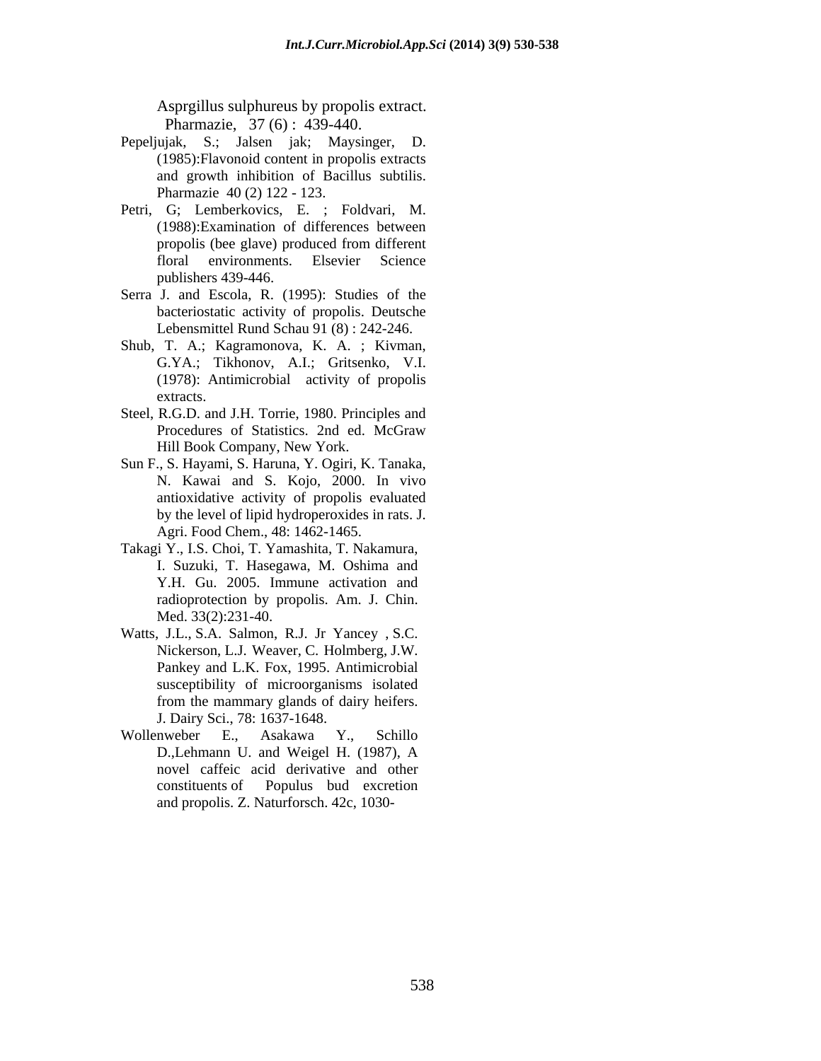Asprgillus sulphureus by propolis extract. Pharmazie, 37 (6) : 439-440.

Pepeljujak, S.; Jalsen jak; Maysinger, D. (1985):Flavonoid content in propolis extracts and growth inhibition of Bacillus subtilis. Pharmazie 40 (2) 122 - 123.

Petri, G; Lemberkovics, E. ; Foldvari, M. (1988):Examination of differences between propolis (bee glave) produced from different floral environments. Elsevier Science publishers 439-446.

Serra J. and Escola, R. (1995): Studies of the bacteriostatic activity of propolis. Deutsche Lebensmittel Rund Schau 91 (8) : 242-246.

Shub, T. A.; Kagramonova, K. A. ; Kivman, G.YA.; Tikhonov, A.I.; Gritsenko, V.I. (1978): Antimicrobial activity of propolis extracts.

Steel, R.G.D. and J.H. Torrie, 1980. Principles and Procedures of Statistics. 2nd ed. McGraw Hill Book Company, New York.

Sun F., S. Hayami, S. Haruna, Y. Ogiri, K. Tanaka, N. Kawai and S. Kojo, 2000. In vivo antioxidative activity of propolis evaluated by the level of lipid hydroperoxides in rats. J. Agri. Food Chem., 48: 1462-1465.

Takagi Y., I.S. Choi, T. Yamashita, T. Nakamura, I. Suzuki, T. Hasegawa, M. Oshima and Y.H. Gu. 2005. Immune activation and radioprotection by propolis. Am. J. Chin. Med. 33(2):231-40.

Watts, J.L., S.A. Salmon, R.J. Jr Yancey , S.C. Nickerson, L.J. Weaver, C. Holmberg, J.W. Pankey and L.K. Fox, 1995. Antimicrobial susceptibility of microorganisms isolated from the mammary glands of dairy heifers. J. Dairy Sci., 78: 1637-1648.

Wollenweber E., Asakawa Y., Schillo D.,Lehmann U. and Weigel H. (1987), A novel caffeic acid derivative and other constituents of Populus bud excretion and propolis. Z. Naturforsch. 42c, 1030-